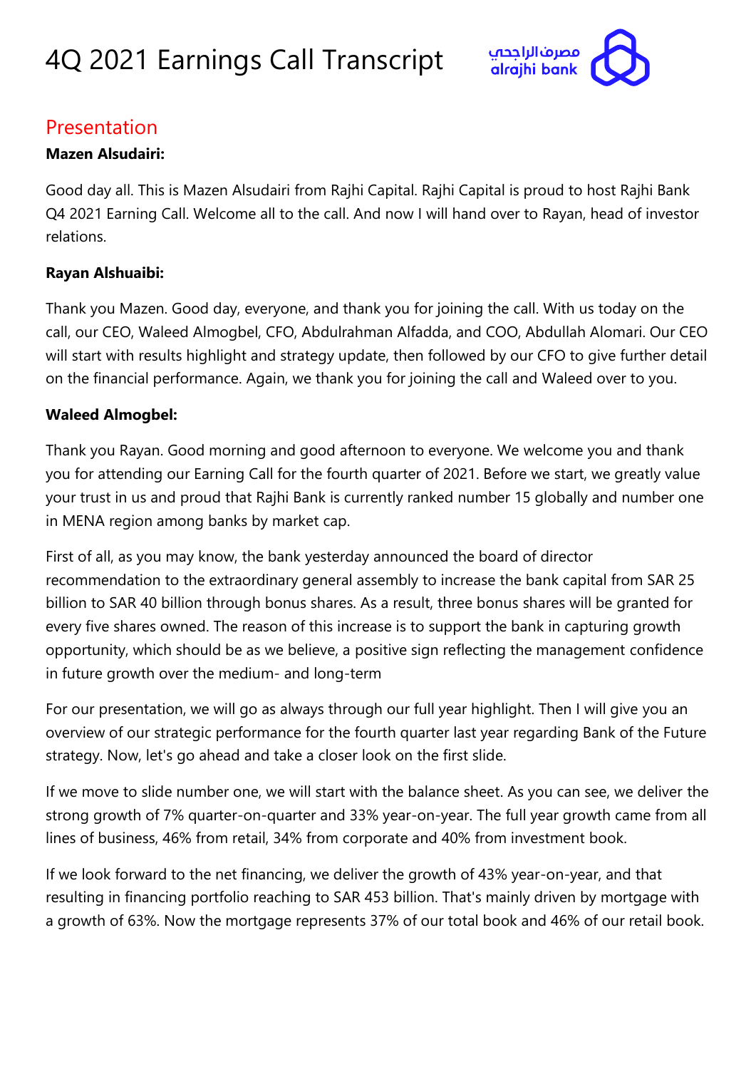# 4Q 2021 Earnings Call Transcript

## Presentation

**Mazen Alsudairi:**

Good day all. This is Mazen Alsudairi from Rajhi Capital. Rajhi Capital is proud to host Rajhi Bank Q4 2021 Earning Call. Welcome all to the call. And now I will hand over to Rayan, head of investor relations.

**Rayan Alshuaibi:**

Thank you Mazen. Good day, everyone, and thank you for joining the call. With us today on the call, our CEO, Waleed Almogbel, CFO, Abdulrahman Alfadda, and COO, Abdullah Alomari. Our CEO will start with results highlight and strategy update, then followed by our CFO to give further detail on the financial performance. Again, we thank you for joining the call and Waleed over to you.

**Waleed Almogbel:**

Thank you Rayan. Good morning and good afternoon to everyone. We welcome you and thank you for attending our Earning Call for the fourth quarter of 2021. Before we start, we greatly value your trust in us and proud that Rajhi Bank is currently ranked number 15 globally and number one in MENA region among banks by market cap.

First of all, as you may know, the bank yesterday announced the board of director recommendation to the extraordinary general assembly to increase the bank capital from SAR 25 billion to SAR 40 billion through bonus shares. As a result, three bonus shares will be granted for every five shares owned. The reason of this increase is to support the bank in capturing growth opportunity, which should be as we believe, a positive sign reflecting the management confidence in future growth over the medium- and long-term

For our presentation, we will go as always through our full year highlight. Then I will give you an overview of our strategic performance for the fourth quarter last year regarding Bank of the Future strategy. Now, let's go ahead and take a closer look on the first slide.

If we move to slide number one, we will start with the balance sheet. As you can see, we deliver the strong growth of 7% quarter-on-quarter and 33% year-on-year. The full year growth came from all lines of business, 46% from retail, 34% from corporate and 40% from investment book.

If we look forward to the net financing, we deliver the growth of 43% year-on-year, and that resulting in financing portfolio reaching to SAR 453 billion. That's mainly driven by mortgage with a growth of 63%. Now the mortgage represents 37% of our total book and 46% of our retail book.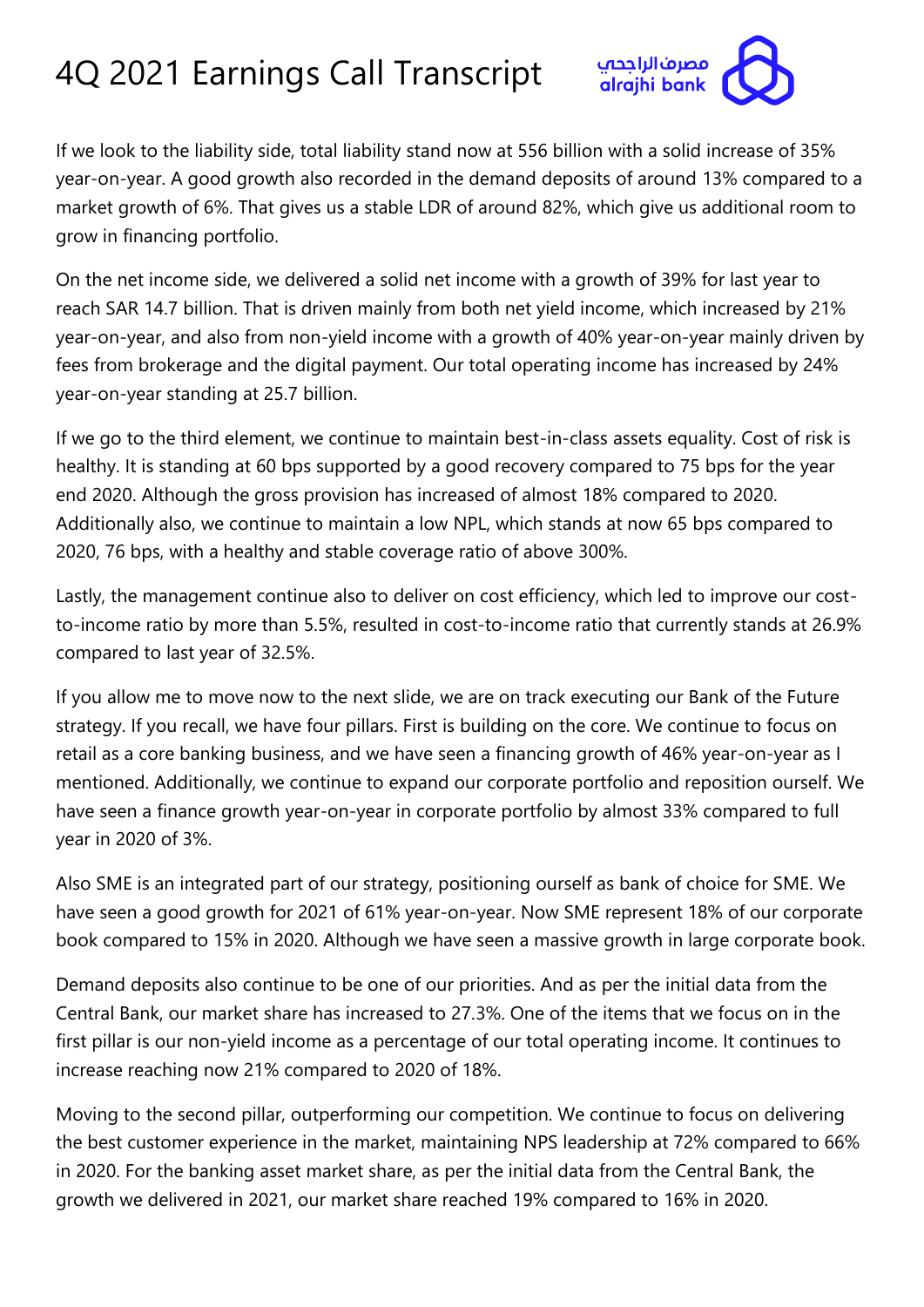If we look to the liability side, total liability stand now at 556 billion with a solid increase of 35% year-on-year. A good growth also recorded in the demand deposits of around 13% compared to a market growth of 6%. That gives us a stable LDR of around 82%, which give us additional room to grow in financing portfolio.

On the net income side, we delivered a solid net income with a growth of 39% for last year to reach SAR 14.7 billion. That is driven mainly from both net yield income, which increased by 21% year-on-year, and also from non-yield income with a growth of 40% year-on-year mainly driven by fees from brokerage and the digital payment. Our total operating income has increased by 24% year-on-year standing at 25.7 billion.

If we go to the third element, we continue to maintain best-in-class assets equality. Cost of risk is healthy. It is standing at 60 bps supported by a good recovery compared to 75 bps for the year end 2020. Although the gross provision has increased of almost 18% compared to 2020. Additionally also, we continue to maintain a low NPL, which stands at now 65 bps compared to 2020, 76 bps, with a healthy and stable coverage ratio of above 300%.

Lastly, the management continue also to deliver on cost efficiency, which led to improve our cost-to-income ratio by more than 5.5%, resulted in cost-to-income ratio that currently stands at 26.9% compared to last year of 32.5%.

If you allow me to move now to the next slide, we are on track executing our Bank of the Future strategy. If you recall, we have four pillars. First is building on the core. We continue to focus on retail as a core banking business, and we have seen a financing growth of 46% year-on-year as I mentioned. Additionally, we continue to expand our corporate portfolio and reposition ourself. We have seen a finance growth year-on-year in corporate portfolio by almost 33% compared to full year in 2020 of 3%.

Also SME is an integrated part of our strategy, positioning ourself as bank of choice for SME. We have seen a good growth for 2021 of 61% year-on-year. Now SME represent 18% of our corporate book compared to 15% in 2020. Although we have seen a massive growth in large corporate book.

Demand deposits also continue to be one of our priorities. And as per the initial data from the Central Bank, our market share has increased to 27.3%. One of the items that we focus on in the first pillar is our non-yield income as a percentage of our total operating income. It continues to increase reaching now 21% compared to 2020 of 18%.

Moving to the second pillar, outperforming our competition. We continue to focus on delivering the best customer experience in the market, maintaining NPS leadership at 72% compared to 66% in 2020. For the banking asset market share, as per the initial data from the Central Bank, the growth we delivered in 2021, our market share reached 19% compared to 16% in 2020.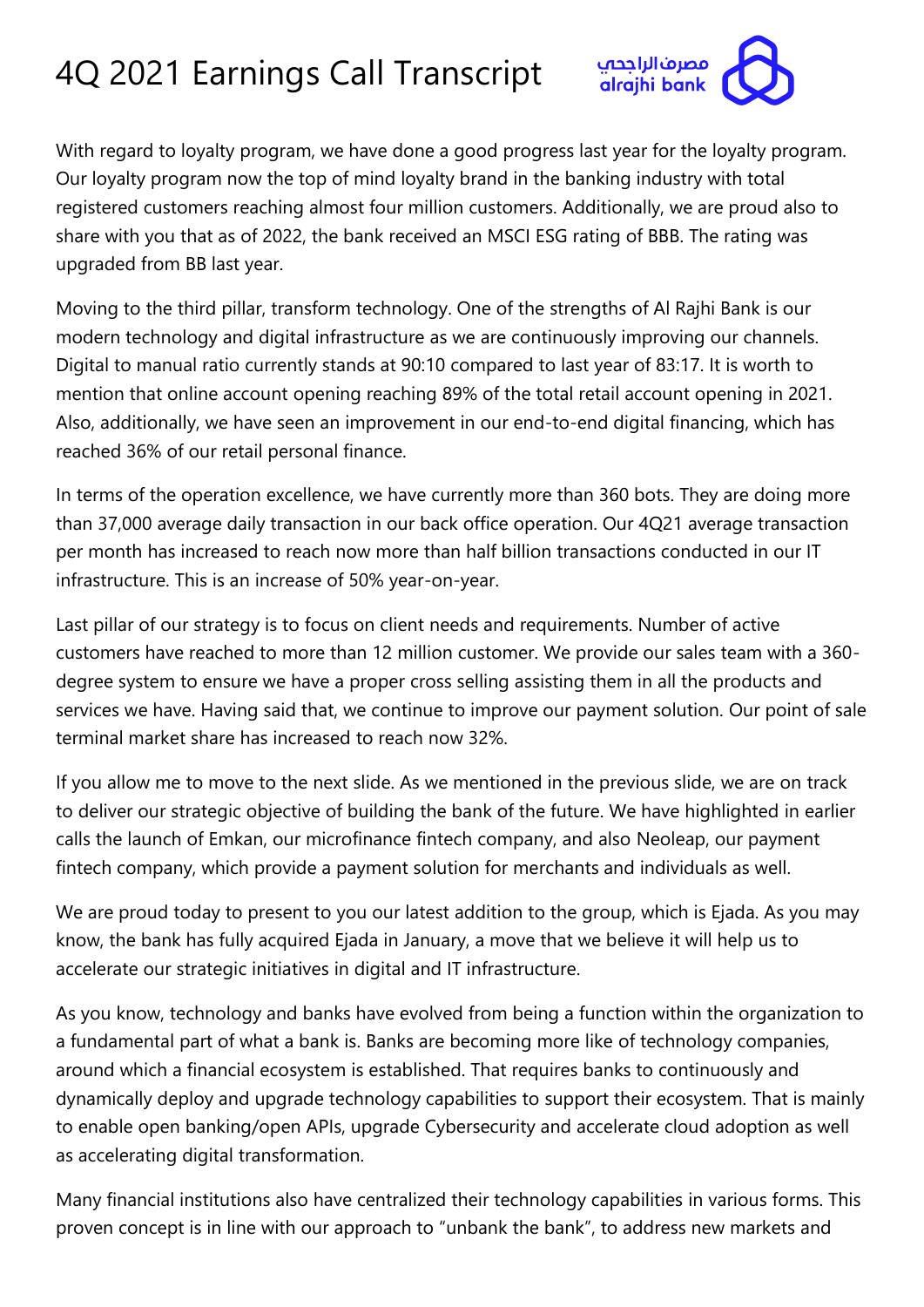With regard to loyalty program, we have done a good progress last year for the loyalty program. Our loyalty program now the top of mind loyalty brand in the banking industry with total registered customers reaching almost four million customers. Additionally, we are proud also to share with you that as of 2022, the bank received an MSCI ESG rating of BBB. The rating was upgraded from BB last year.

Moving to the third pillar, transform technology. One of the strengths of Al Rajhi Bank is our modern technology and digital infrastructure as we are continuously improving our channels. Digital to manual ratio currently stands at 90:10 compared to last year of 83:17. It is worth to mention that online account opening reaching 89% of the total retail account opening in 2021. Also, additionally, we have seen an improvement in our end-to-end digital financing, which has reached 36% of our retail personal finance.

In terms of the operation excellence, we have currently more than 360 bots. They are doing more than 37,000 average daily transaction in our back office operation. Our 4Q21 average transaction per month has increased to reach now more than half billion transactions conducted in our IT infrastructure. This is an increase of 50% year-on-year.

Last pillar of our strategy is to focus on client needs and requirements. Number of active customers have reached to more than 12 million customer. We provide our sales team with a 360-degree system to ensure we have a proper cross selling assisting them in all the products and services we have. Having said that, we continue to improve our payment solution. Our point of sale terminal market share has increased to reach now 32%.

If you allow me to move to the next slide. As we mentioned in the previous slide, we are on track to deliver our strategic objective of building the bank of the future. We have highlighted in earlier calls the launch of Emkan, our microfinance fintech company, and also Neoleap, our payment fintech company, which provide a payment solution for merchants and individuals as well.

We are proud today to present to you our latest addition to the group, which is Ejada. As you may know, the bank has fully acquired Ejada in January, a move that we believe it will help us to accelerate our strategic initiatives in digital and IT infrastructure.

As you know, technology and banks have evolved from being a function within the organization to a fundamental part of what a bank is. Banks are becoming more like of technology companies, around which a financial ecosystem is established. That requires banks to continuously and dynamically deploy and upgrade technology capabilities to support their ecosystem. That is mainly to enable open banking/open APIs, upgrade Cybersecurity and accelerate cloud adoption as well as accelerating digital transformation.

Many financial institutions also have centralized their technology capabilities in various forms. This proven concept is in line with our approach to "unbank the bank", to address new markets and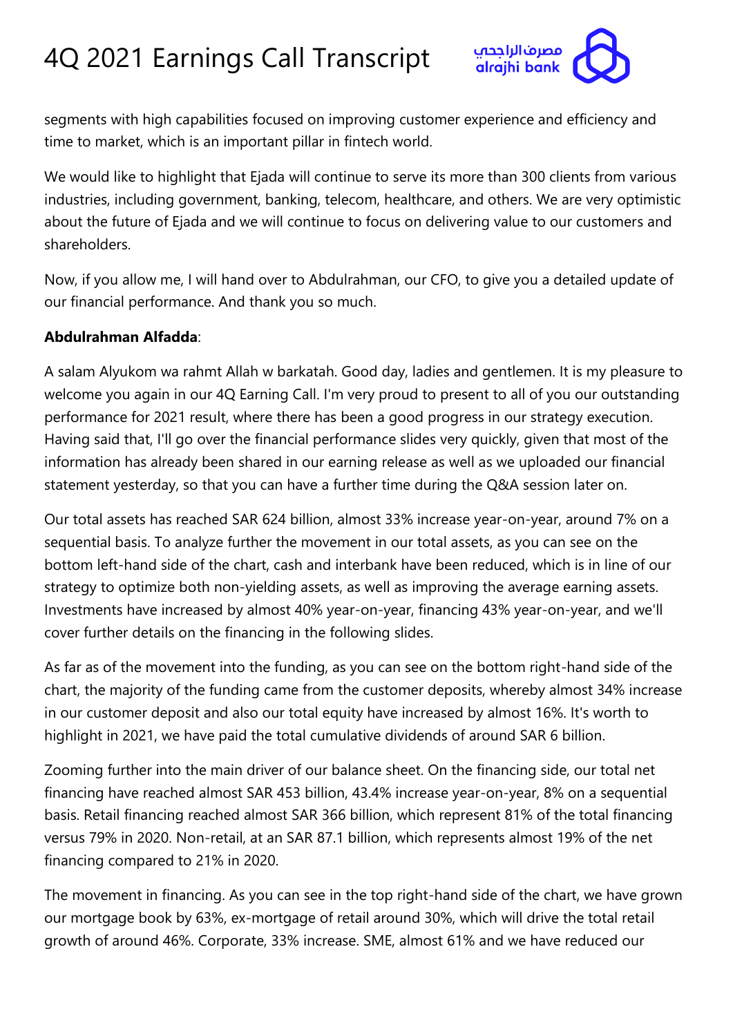segments with high capabilities focused on improving customer experience and efficiency and time to market, which is an important pillar in fintech world.

We would like to highlight that Ejada will continue to serve its more than 300 clients from various industries, including government, banking, telecom, healthcare, and others. We are very optimistic about the future of Ejada and we will continue to focus on delivering value to our customers and shareholders.

Now, if you allow me, I will hand over to Abdulrahman, our CFO, to give you a detailed update of our financial performance. And thank you so much.

**Abdulrahman Alfadda**:

A salam Alyukom wa rahmt Allah w barkatah. Good day, ladies and gentlemen. It is my pleasure to welcome you again in our 4Q Earning Call. I'm very proud to present to all of you our outstanding performance for 2021 result, where there has been a good progress in our strategy execution. Having said that, I'll go over the financial performance slides very quickly, given that most of the information has already been shared in our earning release as well as we uploaded our financial statement yesterday, so that you can have a further time during the Q&A session later on.

Our total assets has reached SAR 624 billion, almost 33% increase year-on-year, around 7% on a sequential basis. To analyze further the movement in our total assets, as you can see on the bottom left-hand side of the chart, cash and interbank have been reduced, which is in line of our strategy to optimize both non-yielding assets, as well as improving the average earning assets. Investments have increased by almost 40% year-on-year, financing 43% year-on-year, and we'll cover further details on the financing in the following slides.

As far as of the movement into the funding, as you can see on the bottom right-hand side of the chart, the majority of the funding came from the customer deposits, whereby almost 34% increase in our customer deposit and also our total equity have increased by almost 16%. It's worth to highlight in 2021, we have paid the total cumulative dividends of around SAR 6 billion.

Zooming further into the main driver of our balance sheet. On the financing side, our total net financing have reached almost SAR 453 billion, 43.4% increase year-on-year, 8% on a sequential basis. Retail financing reached almost SAR 366 billion, which represent 81% of the total financing versus 79% in 2020. Non-retail, at an SAR 87.1 billion, which represents almost 19% of the net financing compared to 21% in 2020.

The movement in financing. As you can see in the top right-hand side of the chart, we have grown our mortgage book by 63%, ex-mortgage of retail around 30%, which will drive the total retail growth of around 46%. Corporate, 33% increase. SME, almost 61% and we have reduced our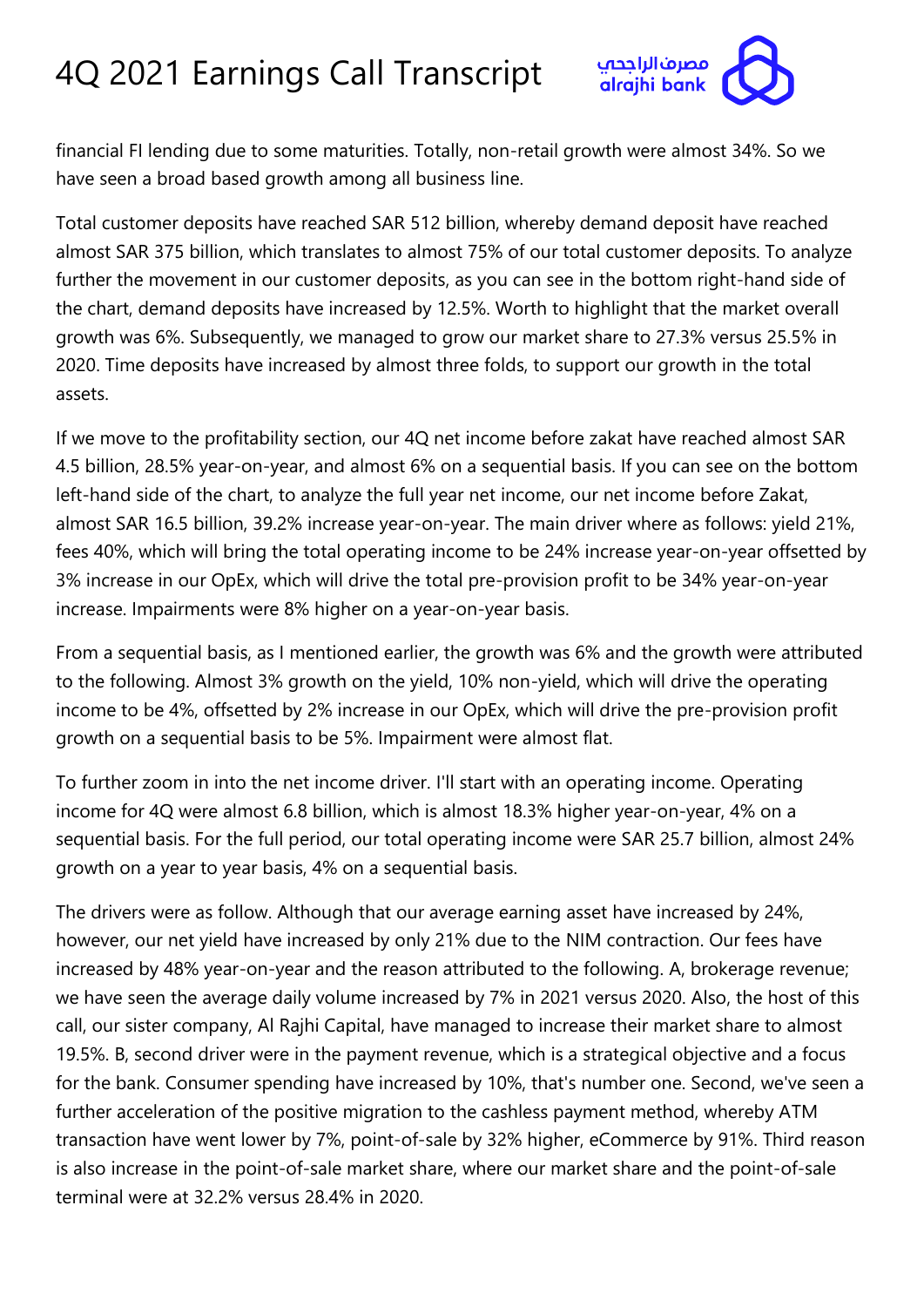financial FI lending due to some maturities. Totally, non-retail growth were almost 34%. So we have seen a broad based growth among all business line.

Total customer deposits have reached SAR 512 billion, whereby demand deposit have reached almost SAR 375 billion, which translates to almost 75% of our total customer deposits. To analyze further the movement in our customer deposits, as you can see in the bottom right-hand side of the chart, demand deposits have increased by 12.5%. Worth to highlight that the market overall growth was 6%. Subsequently, we managed to grow our market share to 27.3% versus 25.5% in 2020. Time deposits have increased by almost three folds, to support our growth in the total assets.

If we move to the profitability section, our 4Q net income before zakat have reached almost SAR 4.5 billion, 28.5% year-on-year, and almost 6% on a sequential basis. If you can see on the bottom left-hand side of the chart, to analyze the full year net income, our net income before Zakat, almost SAR 16.5 billion, 39.2% increase year-on-year. The main driver where as follows: yield 21%, fees 40%, which will bring the total operating income to be 24% increase year-on-year offsetted by 3% increase in our OpEx, which will drive the total pre-provision profit to be 34% year-on-year increase. Impairments were 8% higher on a year-on-year basis.

From a sequential basis, as I mentioned earlier, the growth was 6% and the growth were attributed to the following. Almost 3% growth on the yield, 10% non-yield, which will drive the operating income to be 4%, offsetted by 2% increase in our OpEx, which will drive the pre-provision profit growth on a sequential basis to be 5%. Impairment were almost flat.

To further zoom in into the net income driver. I'll start with an operating income. Operating income for 4Q were almost 6.8 billion, which is almost 18.3% higher year-on-year, 4% on a sequential basis. For the full period, our total operating income were SAR 25.7 billion, almost 24% growth on a year to year basis, 4% on a sequential basis.

The drivers were as follow. Although that our average earning asset have increased by 24%, however, our net yield have increased by only 21% due to the NIM contraction. Our fees have increased by 48% year-on-year and the reason attributed to the following. A, brokerage revenue; we have seen the average daily volume increased by 7% in 2021 versus 2020. Also, the host of this call, our sister company, Al Rajhi Capital, have managed to increase their market share to almost 19.5%. B, second driver were in the payment revenue, which is a strategical objective and a focus for the bank. Consumer spending have increased by 10%, that's number one. Second, we've seen a further acceleration of the positive migration to the cashless payment method, whereby ATM transaction have went lower by 7%, point-of-sale by 32% higher, eCommerce by 91%. Third reason is also increase in the point-of-sale market share, where our market share and the point-of-sale terminal were at 32.2% versus 28.4% in 2020.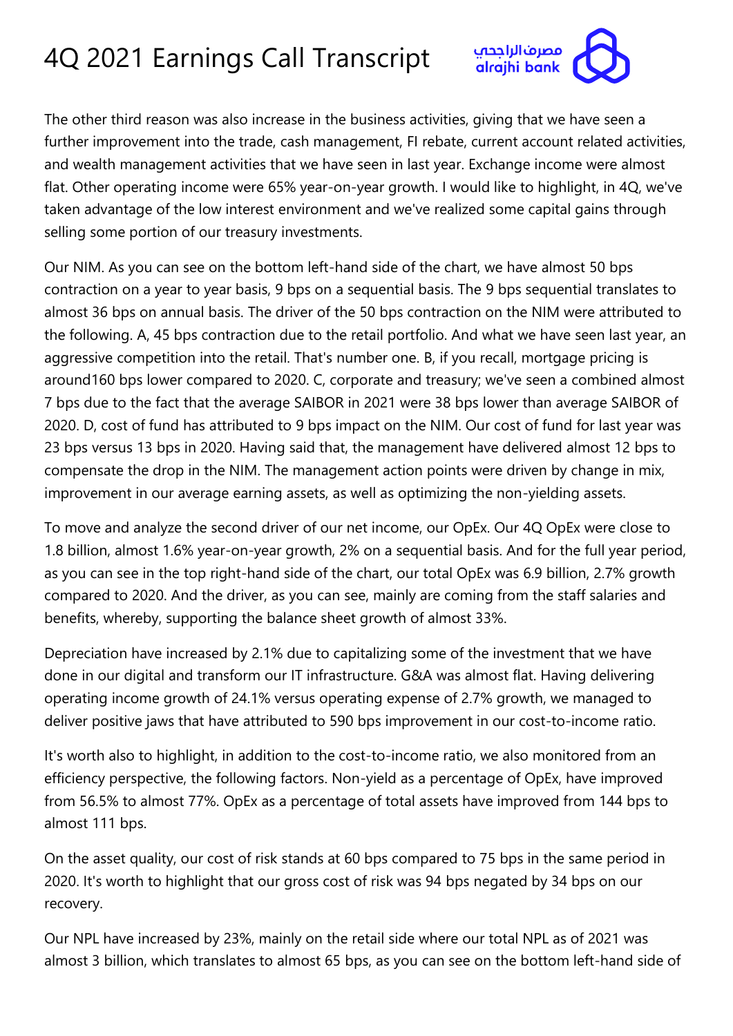The other third reason was also increase in the business activities, giving that we have seen a further improvement into the trade, cash management, FI rebate, current account related activities, and wealth management activities that we have seen in last year. Exchange income were almost flat. Other operating income were 65% year-on-year growth. I would like to highlight, in 4Q, we've taken advantage of the low interest environment and we've realized some capital gains through selling some portion of our treasury investments.

Our NIM. As you can see on the bottom left-hand side of the chart, we have almost 50 bps contraction on a year to year basis, 9 bps on a sequential basis. The 9 bps sequential translates to almost 36 bps on annual basis. The driver of the 50 bps contraction on the NIM were attributed to the following. A, 45 bps contraction due to the retail portfolio. And what we have seen last year, an aggressive competition into the retail. That's number one. B, if you recall, mortgage pricing is around160 bps lower compared to 2020. C, corporate and treasury; we've seen a combined almost 7 bps due to the fact that the average SAIBOR in 2021 were 38 bps lower than average SAIBOR of 2020. D, cost of fund has attributed to 9 bps impact on the NIM. Our cost of fund for last year was 23 bps versus 13 bps in 2020. Having said that, the management have delivered almost 12 bps to compensate the drop in the NIM. The management action points were driven by change in mix, improvement in our average earning assets, as well as optimizing the non-yielding assets.

To move and analyze the second driver of our net income, our OpEx. Our 4Q OpEx were close to 1.8 billion, almost 1.6% year-on-year growth, 2% on a sequential basis. And for the full year period, as you can see in the top right-hand side of the chart, our total OpEx was 6.9 billion, 2.7% growth compared to 2020. And the driver, as you can see, mainly are coming from the staff salaries and benefits, whereby, supporting the balance sheet growth of almost 33%.

Depreciation have increased by 2.1% due to capitalizing some of the investment that we have done in our digital and transform our IT infrastructure. G&A was almost flat. Having delivering operating income growth of 24.1% versus operating expense of 2.7% growth, we managed to deliver positive jaws that have attributed to 590 bps improvement in our cost-to-income ratio.

It's worth also to highlight, in addition to the cost-to-income ratio, we also monitored from an efficiency perspective, the following factors. Non-yield as a percentage of OpEx, have improved from 56.5% to almost 77%. OpEx as a percentage of total assets have improved from 144 bps to almost 111 bps.

On the asset quality, our cost of risk stands at 60 bps compared to 75 bps in the same period in 2020. It's worth to highlight that our gross cost of risk was 94 bps negated by 34 bps on our recovery.

Our NPL have increased by 23%, mainly on the retail side where our total NPL as of 2021 was almost 3 billion, which translates to almost 65 bps, as you can see on the bottom left-hand side of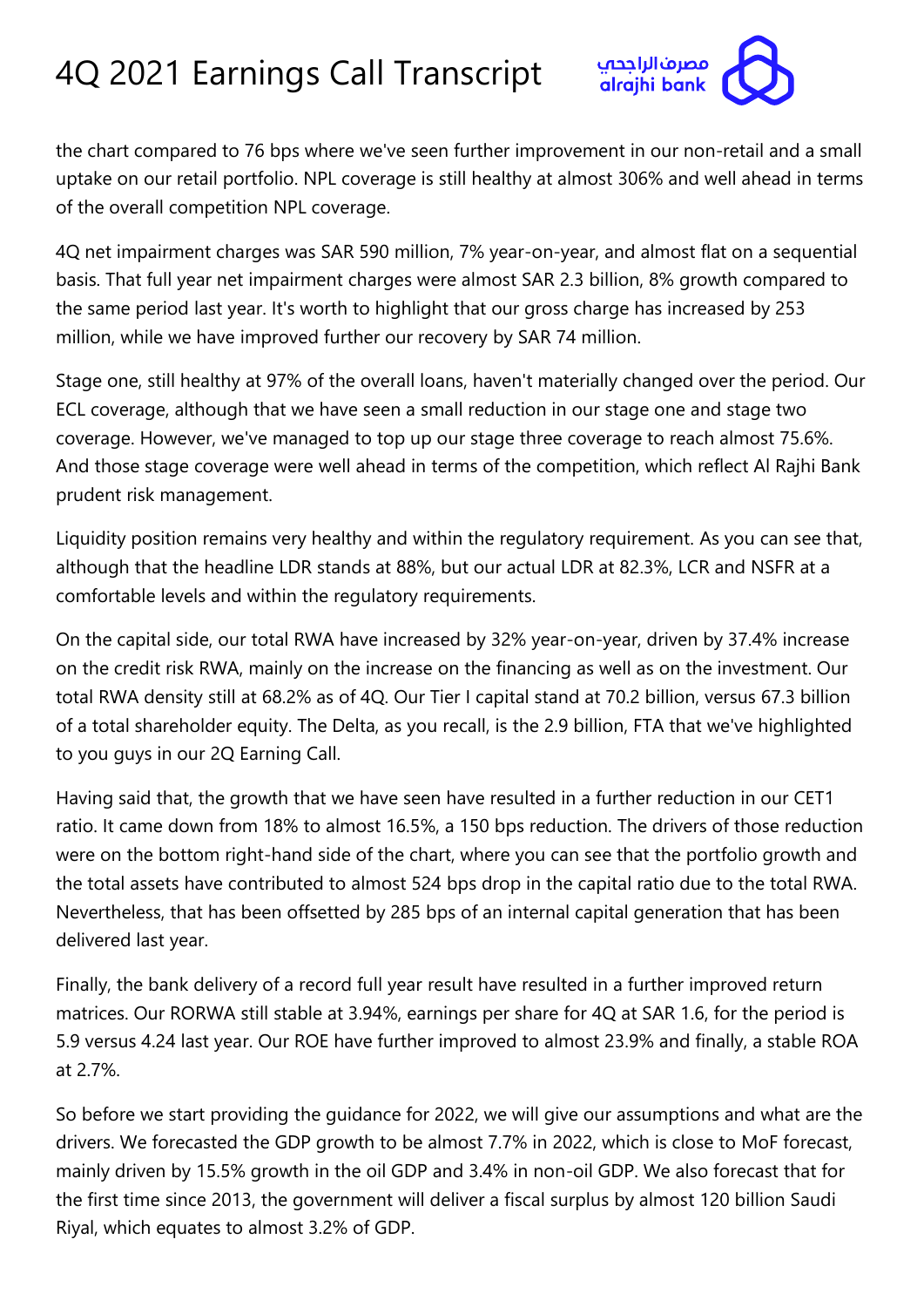the chart compared to 76 bps where we've seen further improvement in our non-retail and a small uptake on our retail portfolio. NPL coverage is still healthy at almost 306% and well ahead in terms of the overall competition NPL coverage.

4Q net impairment charges was SAR 590 million, 7% year-on-year, and almost flat on a sequential basis. That full year net impairment charges were almost SAR 2.3 billion, 8% growth compared to the same period last year. It's worth to highlight that our gross charge has increased by 253 million, while we have improved further our recovery by SAR 74 million.

Stage one, still healthy at 97% of the overall loans, haven't materially changed over the period. Our ECL coverage, although that we have seen a small reduction in our stage one and stage two coverage. However, we've managed to top up our stage three coverage to reach almost 75.6%. And those stage coverage were well ahead in terms of the competition, which reflect Al Rajhi Bank prudent risk management.

Liquidity position remains very healthy and within the regulatory requirement. As you can see that, although that the headline LDR stands at 88%, but our actual LDR at 82.3%, LCR and NSFR at a comfortable levels and within the regulatory requirements.

On the capital side, our total RWA have increased by 32% year-on-year, driven by 37.4% increase on the credit risk RWA, mainly on the increase on the financing as well as on the investment. Our total RWA density still at 68.2% as of 4Q. Our Tier I capital stand at 70.2 billion, versus 67.3 billion of a total shareholder equity. The Delta, as you recall, is the 2.9 billion, FTA that we've highlighted to you guys in our 2Q Earning Call.

Having said that, the growth that we have seen have resulted in a further reduction in our CET1 ratio. It came down from 18% to almost 16.5%, a 150 bps reduction. The drivers of those reduction were on the bottom right-hand side of the chart, where you can see that the portfolio growth and the total assets have contributed to almost 524 bps drop in the capital ratio due to the total RWA. Nevertheless, that has been offsetted by 285 bps of an internal capital generation that has been delivered last year.

Finally, the bank delivery of a record full year result have resulted in a further improved return matrices. Our RORWA still stable at 3.94%, earnings per share for 4Q at SAR 1.6, for the period is 5.9 versus 4.24 last year. Our ROE have further improved to almost 23.9% and finally, a stable ROA at 2.7%.

So before we start providing the guidance for 2022, we will give our assumptions and what are the drivers. We forecasted the GDP growth to be almost 7.7% in 2022, which is close to MoF forecast, mainly driven by 15.5% growth in the oil GDP and 3.4% in non-oil GDP. We also forecast that for the first time since 2013, the government will deliver a fiscal surplus by almost 120 billion Saudi Riyal, which equates to almost 3.2% of GDP.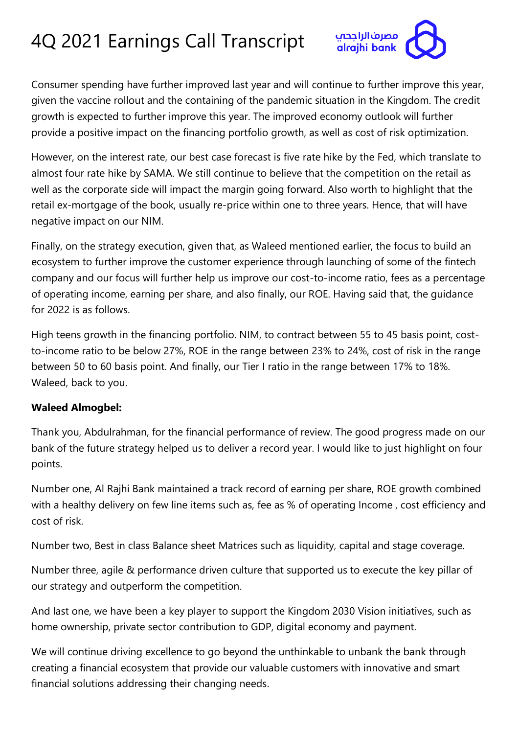Consumer spending have further improved last year and will continue to further improve this year, given the vaccine rollout and the containing of the pandemic situation in the Kingdom. The credit growth is expected to further improve this year. The improved economy outlook will further provide a positive impact on the financing portfolio growth, as well as cost of risk optimization.

However, on the interest rate, our best case forecast is five rate hike by the Fed, which translate to almost four rate hike by SAMA. We still continue to believe that the competition on the retail as well as the corporate side will impact the margin going forward. Also worth to highlight that the retail ex-mortgage of the book, usually re-price within one to three years. Hence, that will have negative impact on our NIM.

Finally, on the strategy execution, given that, as Waleed mentioned earlier, the focus to build an ecosystem to further improve the customer experience through launching of some of the fintech company and our focus will further help us improve our cost-to-income ratio, fees as a percentage of operating income, earning per share, and also finally, our ROE. Having said that, the guidance for 2022 is as follows.

High teens growth in the financing portfolio. NIM, to contract between 55 to 45 basis point, cost-to-income ratio to be below 27%, ROE in the range between 23% to 24%, cost of risk in the range between 50 to 60 basis point. And finally, our Tier I ratio in the range between 17% to 18%. Waleed, back to you.

**Waleed Almogbel:**

Thank you, Abdulrahman, for the financial performance of review. The good progress made on our bank of the future strategy helped us to deliver a record year. I would like to just highlight on four points.

Number one, Al Rajhi Bank maintained a track record of earning per share, ROE growth combined with a healthy delivery on few line items such as, fee as % of operating Income , cost efficiency and cost of risk.

Number two, Best in class Balance sheet Matrices such as liquidity, capital and stage coverage.

Number three, agile & performance driven culture that supported us to execute the key pillar of our strategy and outperform the competition.

And last one, we have been a key player to support the Kingdom 2030 Vision initiatives, such as home ownership, private sector contribution to GDP, digital economy and payment.

We will continue driving excellence to go beyond the unthinkable to unbank the bank through creating a financial ecosystem that provide our valuable customers with innovative and smart financial solutions addressing their changing needs.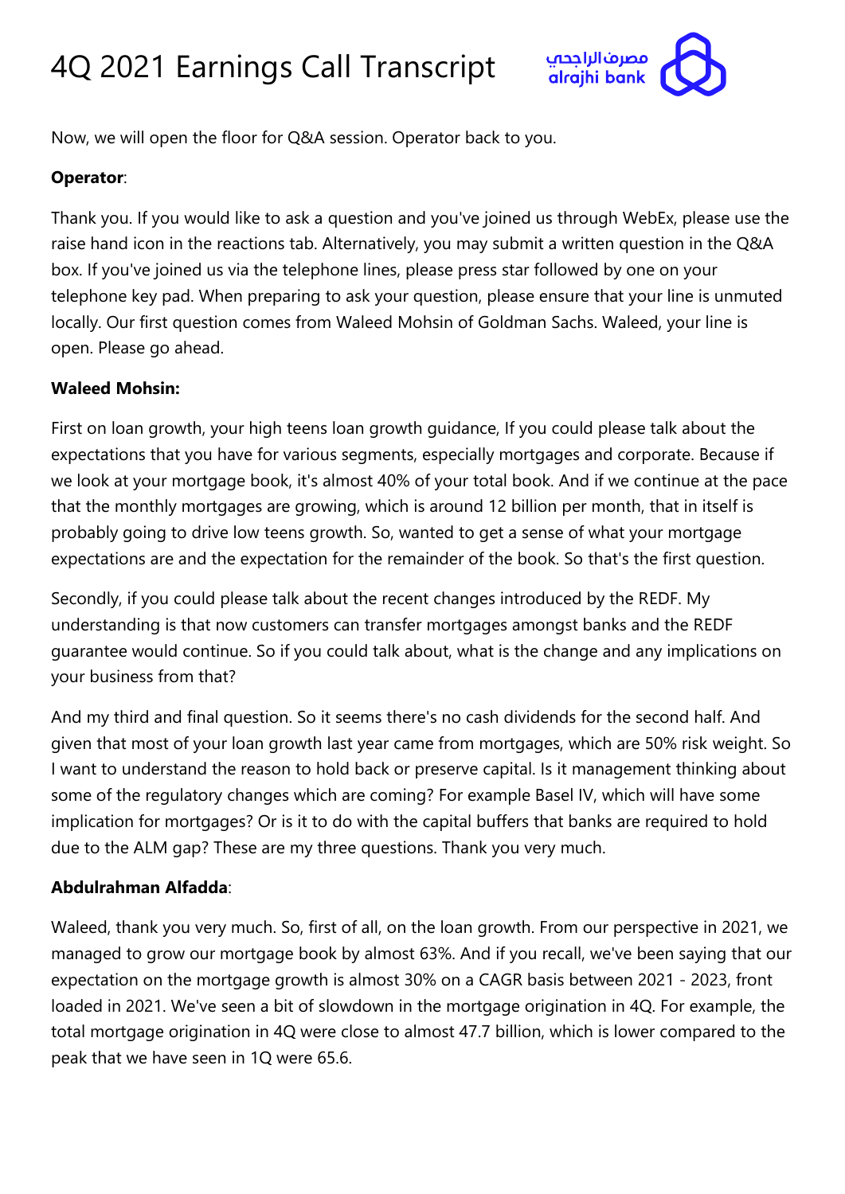Now, we will open the floor for Q&A session. Operator back to you.

**Operator**:

Thank you. If you would like to ask a question and you've joined us through WebEx, please use the raise hand icon in the reactions tab. Alternatively, you may submit a written question in the Q&A box. If you've joined us via the telephone lines, please press star followed by one on your telephone key pad. When preparing to ask your question, please ensure that your line is unmuted locally. Our first question comes from Waleed Mohsin of Goldman Sachs. Waleed, your line is open. Please go ahead.

**Waleed Mohsin:**

First on loan growth, your high teens loan growth guidance, If you could please talk about the expectations that you have for various segments, especially mortgages and corporate. Because if we look at your mortgage book, it's almost 40% of your total book. And if we continue at the pace that the monthly mortgages are growing, which is around 12 billion per month, that in itself is probably going to drive low teens growth. So, wanted to get a sense of what your mortgage expectations are and the expectation for the remainder of the book. So that's the first question.

Secondly, if you could please talk about the recent changes introduced by the REDF. My understanding is that now customers can transfer mortgages amongst banks and the REDF guarantee would continue. So if you could talk about, what is the change and any implications on your business from that?

And my third and final question. So it seems there's no cash dividends for the second half. And given that most of your loan growth last year came from mortgages, which are 50% risk weight. So I want to understand the reason to hold back or preserve capital. Is it management thinking about some of the regulatory changes which are coming? For example Basel IV, which will have some implication for mortgages? Or is it to do with the capital buffers that banks are required to hold due to the ALM gap? These are my three questions. Thank you very much.

**Abdulrahman Alfadda**:

Waleed, thank you very much. So, first of all, on the loan growth. From our perspective in 2021, we managed to grow our mortgage book by almost 63%. And if you recall, we've been saying that our expectation on the mortgage growth is almost 30% on a CAGR basis between 2021 - 2023, front loaded in 2021. We've seen a bit of slowdown in the mortgage origination in 4Q. For example, the total mortgage origination in 4Q were close to almost 47.7 billion, which is lower compared to the peak that we have seen in 1Q were 65.6.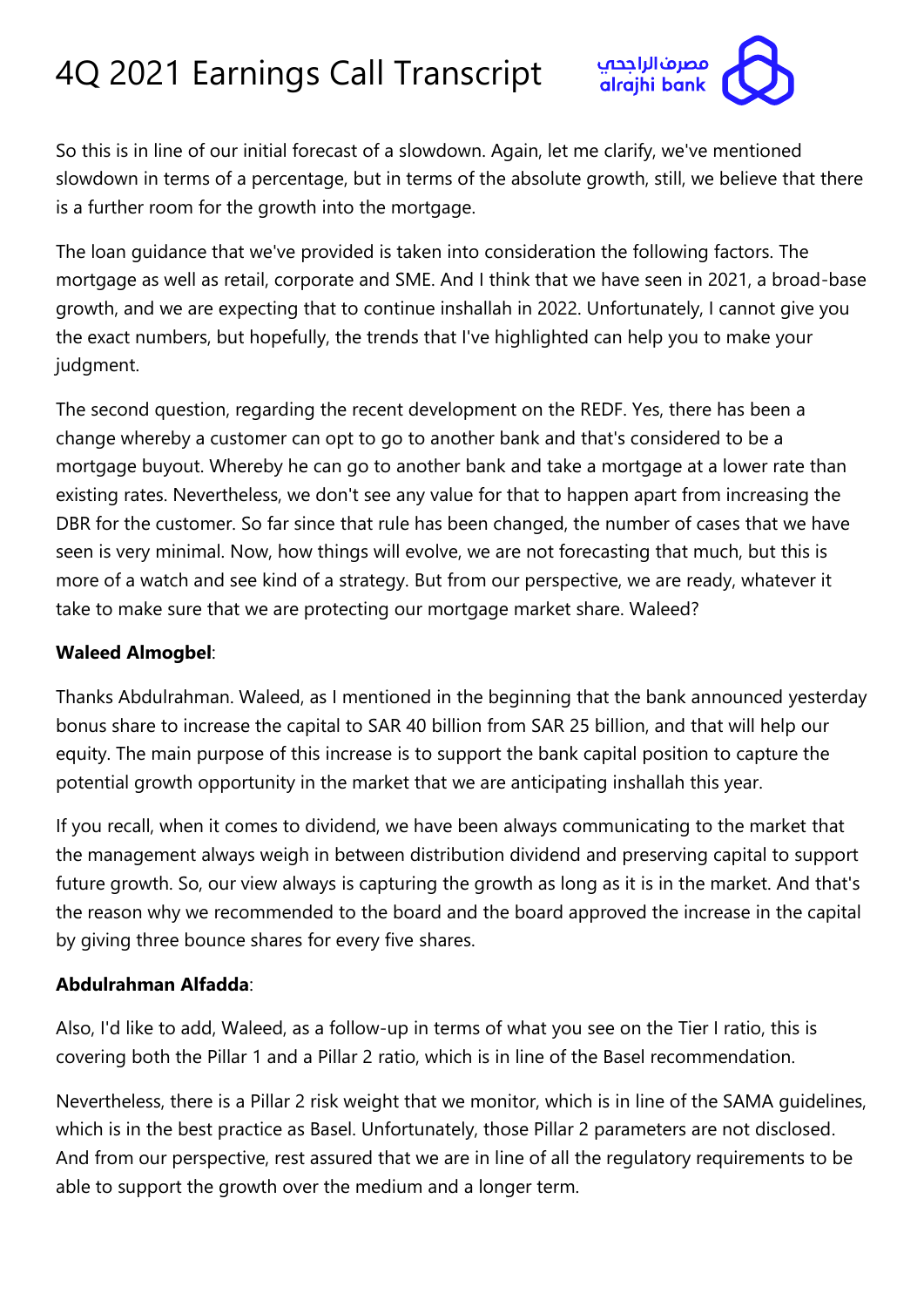So this is in line of our initial forecast of a slowdown. Again, let me clarify, we've mentioned slowdown in terms of a percentage, but in terms of the absolute growth, still, we believe that there is a further room for the growth into the mortgage.

The loan guidance that we've provided is taken into consideration the following factors. The mortgage as well as retail, corporate and SME. And I think that we have seen in 2021, a broad-base growth, and we are expecting that to continue inshallah in 2022. Unfortunately, I cannot give you the exact numbers, but hopefully, the trends that I've highlighted can help you to make your judgment.

The second question, regarding the recent development on the REDF. Yes, there has been a change whereby a customer can opt to go to another bank and that's considered to be a mortgage buyout. Whereby he can go to another bank and take a mortgage at a lower rate than existing rates. Nevertheless, we don't see any value for that to happen apart from increasing the DBR for the customer. So far since that rule has been changed, the number of cases that we have seen is very minimal. Now, how things will evolve, we are not forecasting that much, but this is more of a watch and see kind of a strategy. But from our perspective, we are ready, whatever it take to make sure that we are protecting our mortgage market share. Waleed?

**Waleed Almogbel**:

Thanks Abdulrahman. Waleed, as I mentioned in the beginning that the bank announced yesterday bonus share to increase the capital to SAR 40 billion from SAR 25 billion, and that will help our equity. The main purpose of this increase is to support the bank capital position to capture the potential growth opportunity in the market that we are anticipating inshallah this year.

If you recall, when it comes to dividend, we have been always communicating to the market that the management always weigh in between distribution dividend and preserving capital to support future growth. So, our view always is capturing the growth as long as it is in the market. And that's the reason why we recommended to the board and the board approved the increase in the capital by giving three bounce shares for every five shares.

**Abdulrahman Alfadda**:

Also, I'd like to add, Waleed, as a follow-up in terms of what you see on the Tier I ratio, this is covering both the Pillar 1 and a Pillar 2 ratio, which is in line of the Basel recommendation.

Nevertheless, there is a Pillar 2 risk weight that we monitor, which is in line of the SAMA guidelines, which is in the best practice as Basel. Unfortunately, those Pillar 2 parameters are not disclosed. And from our perspective, rest assured that we are in line of all the regulatory requirements to be able to support the growth over the medium and a longer term.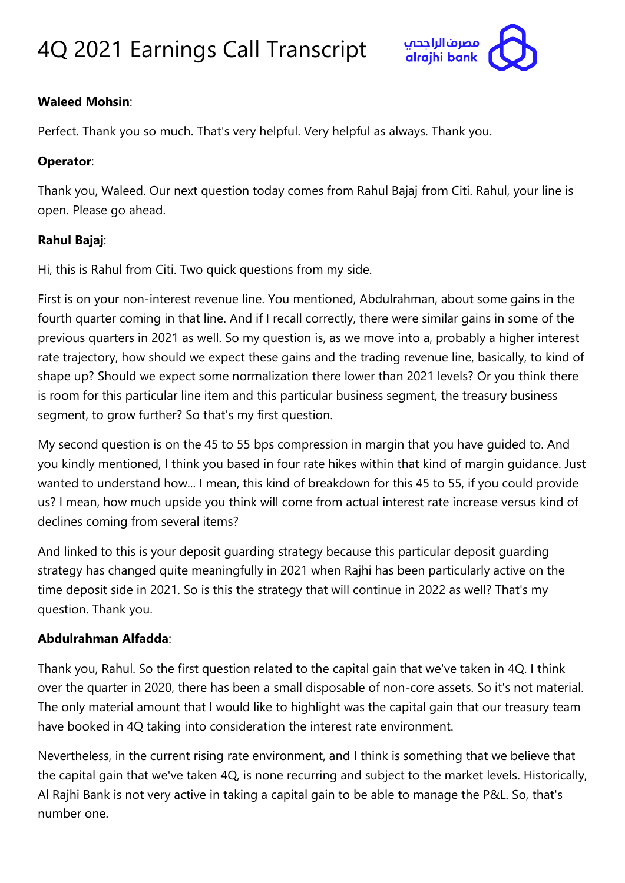**Waleed Mohsin**:

Perfect. Thank you so much. That's very helpful. Very helpful as always. Thank you.

**Operator**:

Thank you, Waleed. Our next question today comes from Rahul Bajaj from Citi. Rahul, your line is open. Please go ahead.

**Rahul Bajaj**:

Hi, this is Rahul from Citi. Two quick questions from my side.

First is on your non-interest revenue line. You mentioned, Abdulrahman, about some gains in the fourth quarter coming in that line. And if I recall correctly, there were similar gains in some of the previous quarters in 2021 as well. So my question is, as we move into a, probably a higher interest rate trajectory, how should we expect these gains and the trading revenue line, basically, to kind of shape up? Should we expect some normalization there lower than 2021 levels? Or you think there is room for this particular line item and this particular business segment, the treasury business segment, to grow further? So that's my first question.

My second question is on the 45 to 55 bps compression in margin that you have guided to. And you kindly mentioned, I think you based in four rate hikes within that kind of margin guidance. Just wanted to understand how... I mean, this kind of breakdown for this 45 to 55, if you could provide us? I mean, how much upside you think will come from actual interest rate increase versus kind of declines coming from several items?

And linked to this is your deposit guarding strategy because this particular deposit guarding strategy has changed quite meaningfully in 2021 when Rajhi has been particularly active on the time deposit side in 2021. So is this the strategy that will continue in 2022 as well? That's my question. Thank you.

**Abdulrahman Alfadda**:

Thank you, Rahul. So the first question related to the capital gain that we've taken in 4Q. I think over the quarter in 2020, there has been a small disposable of non-core assets. So it's not material. The only material amount that I would like to highlight was the capital gain that our treasury team have booked in 4Q taking into consideration the interest rate environment.

Nevertheless, in the current rising rate environment, and I think is something that we believe that the capital gain that we've taken 4Q, is none recurring and subject to the market levels. Historically, Al Rajhi Bank is not very active in taking a capital gain to be able to manage the P&L. So, that's number one.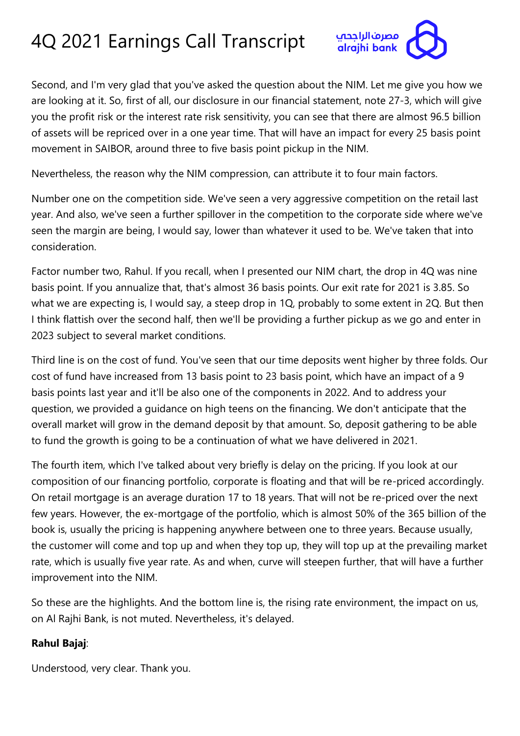Second, and I'm very glad that you've asked the question about the NIM. Let me give you how we are looking at it. So, first of all, our disclosure in our financial statement, note 27-3, which will give you the profit risk or the interest rate risk sensitivity, you can see that there are almost 96.5 billion of assets will be repriced over in a one year time. That will have an impact for every 25 basis point movement in SAIBOR, around three to five basis point pickup in the NIM.

Nevertheless, the reason why the NIM compression, can attribute it to four main factors.

Number one on the competition side. We've seen a very aggressive competition on the retail last year. And also, we've seen a further spillover in the competition to the corporate side where we've seen the margin are being, I would say, lower than whatever it used to be. We've taken that into consideration.

Factor number two, Rahul. If you recall, when I presented our NIM chart, the drop in 4Q was nine basis point. If you annualize that, that's almost 36 basis points. Our exit rate for 2021 is 3.85. So what we are expecting is, I would say, a steep drop in 1Q, probably to some extent in 2Q. But then I think flattish over the second half, then we'll be providing a further pickup as we go and enter in 2023 subject to several market conditions.

Third line is on the cost of fund. You've seen that our time deposits went higher by three folds. Our cost of fund have increased from 13 basis point to 23 basis point, which have an impact of a 9 basis points last year and it'll be also one of the components in 2022. And to address your question, we provided a guidance on high teens on the financing. We don't anticipate that the overall market will grow in the demand deposit by that amount. So, deposit gathering to be able to fund the growth is going to be a continuation of what we have delivered in 2021.

The fourth item, which I've talked about very briefly is delay on the pricing. If you look at our composition of our financing portfolio, corporate is floating and that will be re-priced accordingly. On retail mortgage is an average duration 17 to 18 years. That will not be re-priced over the next few years. However, the ex-mortgage of the portfolio, which is almost 50% of the 365 billion of the book is, usually the pricing is happening anywhere between one to three years. Because usually, the customer will come and top up and when they top up, they will top up at the prevailing market rate, which is usually five year rate. As and when, curve will steepen further, that will have a further improvement into the NIM.

So these are the highlights. And the bottom line is, the rising rate environment, the impact on us, on Al Rajhi Bank, is not muted. Nevertheless, it's delayed.

**Rahul Bajaj**:

Understood, very clear. Thank you.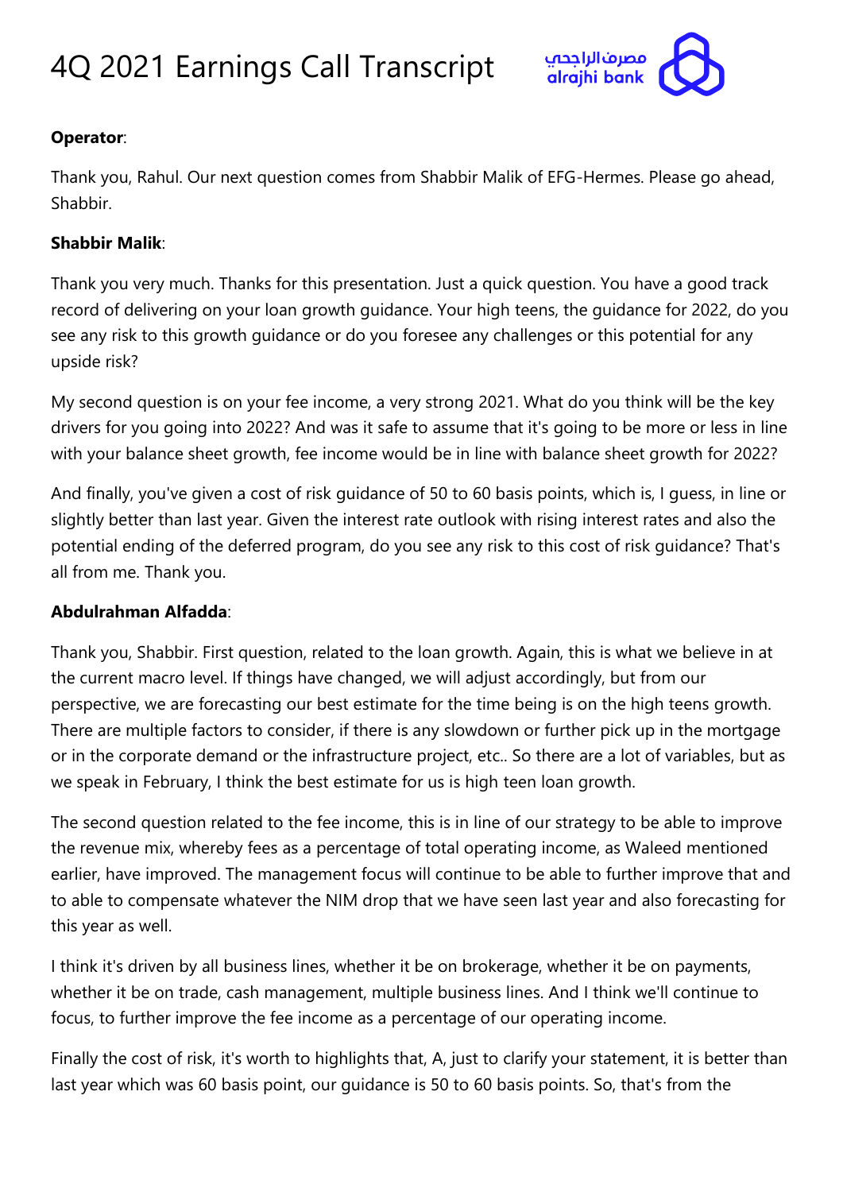**Operator**:

Thank you, Rahul. Our next question comes from Shabbir Malik of EFG-Hermes. Please go ahead, Shabbir.

**Shabbir Malik**:

Thank you very much. Thanks for this presentation. Just a quick question. You have a good track record of delivering on your loan growth guidance. Your high teens, the guidance for 2022, do you see any risk to this growth guidance or do you foresee any challenges or this potential for any upside risk?

My second question is on your fee income, a very strong 2021. What do you think will be the key drivers for you going into 2022? And was it safe to assume that it's going to be more or less in line with your balance sheet growth, fee income would be in line with balance sheet growth for 2022?

And finally, you've given a cost of risk guidance of 50 to 60 basis points, which is, I guess, in line or slightly better than last year. Given the interest rate outlook with rising interest rates and also the potential ending of the deferred program, do you see any risk to this cost of risk guidance? That's all from me. Thank you.

**Abdulrahman Alfadda**:

Thank you, Shabbir. First question, related to the loan growth. Again, this is what we believe in at the current macro level. If things have changed, we will adjust accordingly, but from our perspective, we are forecasting our best estimate for the time being is on the high teens growth. There are multiple factors to consider, if there is any slowdown or further pick up in the mortgage or in the corporate demand or the infrastructure project, etc.. So there are a lot of variables, but as we speak in February, I think the best estimate for us is high teen loan growth.

The second question related to the fee income, this is in line of our strategy to be able to improve the revenue mix, whereby fees as a percentage of total operating income, as Waleed mentioned earlier, have improved. The management focus will continue to be able to further improve that and to able to compensate whatever the NIM drop that we have seen last year and also forecasting for this year as well.

I think it's driven by all business lines, whether it be on brokerage, whether it be on payments, whether it be on trade, cash management, multiple business lines. And I think we'll continue to focus, to further improve the fee income as a percentage of our operating income.

Finally the cost of risk, it's worth to highlights that, A, just to clarify your statement, it is better than last year which was 60 basis point, our guidance is 50 to 60 basis points. So, that's from the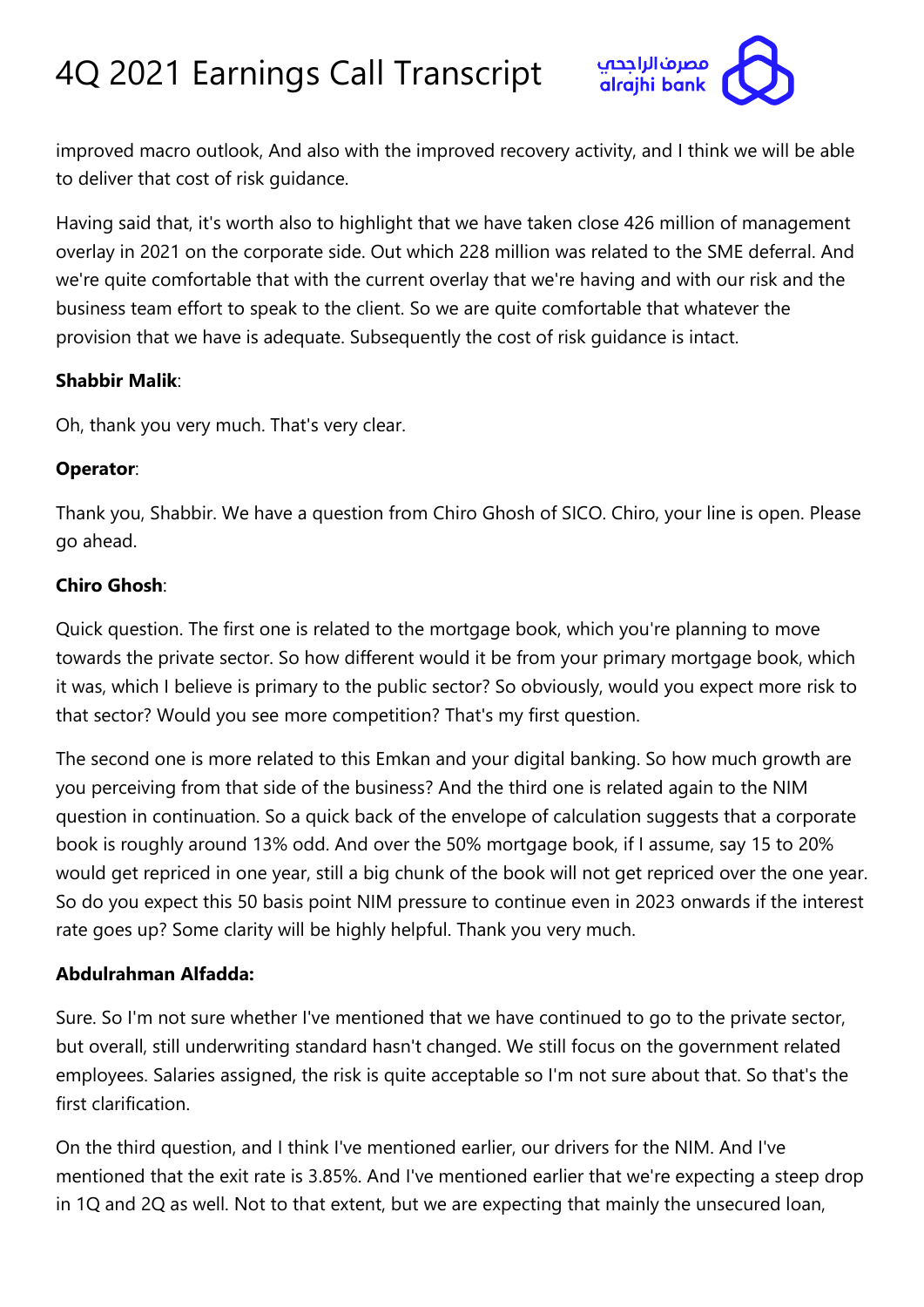improved macro outlook, And also with the improved recovery activity, and I think we will be able to deliver that cost of risk guidance.

Having said that, it's worth also to highlight that we have taken close 426 million of management overlay in 2021 on the corporate side. Out which 228 million was related to the SME deferral. And we're quite comfortable that with the current overlay that we're having and with our risk and the business team effort to speak to the client. So we are quite comfortable that whatever the provision that we have is adequate. Subsequently the cost of risk guidance is intact.

**Shabbir Malik**:

Oh, thank you very much. That's very clear.

**Operator**:

Thank you, Shabbir. We have a question from Chiro Ghosh of SICO. Chiro, your line is open. Please go ahead.

**Chiro Ghosh**:

Quick question. The first one is related to the mortgage book, which you're planning to move towards the private sector. So how different would it be from your primary mortgage book, which it was, which I believe is primary to the public sector? So obviously, would you expect more risk to that sector? Would you see more competition? That's my first question.

The second one is more related to this Emkan and your digital banking. So how much growth are you perceiving from that side of the business? And the third one is related again to the NIM question in continuation. So a quick back of the envelope of calculation suggests that a corporate book is roughly around 13% odd. And over the 50% mortgage book, if I assume, say 15 to 20% would get repriced in one year, still a big chunk of the book will not get repriced over the one year. So do you expect this 50 basis point NIM pressure to continue even in 2023 onwards if the interest rate goes up? Some clarity will be highly helpful. Thank you very much.

**Abdulrahman Alfadda:**

Sure. So I'm not sure whether I've mentioned that we have continued to go to the private sector, but overall, still underwriting standard hasn't changed. We still focus on the government related employees. Salaries assigned, the risk is quite acceptable so I'm not sure about that. So that's the first clarification.

On the third question, and I think I've mentioned earlier, our drivers for the NIM. And I've mentioned that the exit rate is 3.85%. And I've mentioned earlier that we're expecting a steep drop in 1Q and 2Q as well. Not to that extent, but we are expecting that mainly the unsecured loan,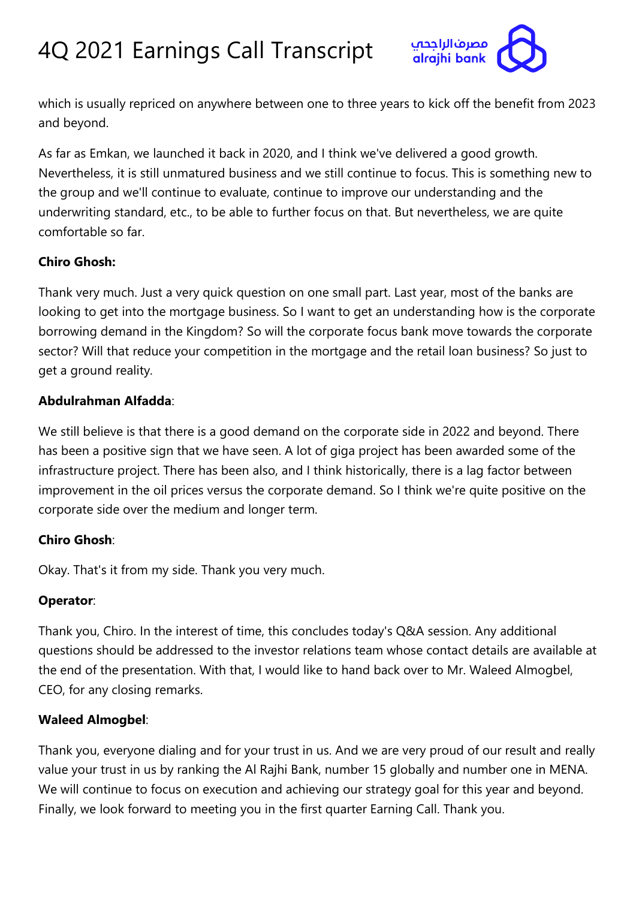which is usually repriced on anywhere between one to three years to kick off the benefit from 2023 and beyond.

As far as Emkan, we launched it back in 2020, and I think we've delivered a good growth. Nevertheless, it is still unmatured business and we still continue to focus. This is something new to the group and we'll continue to evaluate, continue to improve our understanding and the underwriting standard, etc., to be able to further focus on that. But nevertheless, we are quite comfortable so far.

**Chiro Ghosh:**

Thank very much. Just a very quick question on one small part. Last year, most of the banks are looking to get into the mortgage business. So I want to get an understanding how is the corporate borrowing demand in the Kingdom? So will the corporate focus bank move towards the corporate sector? Will that reduce your competition in the mortgage and the retail loan business? So just to get a ground reality.

**Abdulrahman Alfadda**:

We still believe is that there is a good demand on the corporate side in 2022 and beyond. There has been a positive sign that we have seen. A lot of giga project has been awarded some of the infrastructure project. There has been also, and I think historically, there is a lag factor between improvement in the oil prices versus the corporate demand. So I think we're quite positive on the corporate side over the medium and longer term.

**Chiro Ghosh**:

Okay. That's it from my side. Thank you very much.

**Operator**:

Thank you, Chiro. In the interest of time, this concludes today's Q&A session. Any additional questions should be addressed to the investor relations team whose contact details are available at the end of the presentation. With that, I would like to hand back over to Mr. Waleed Almogbel, CEO, for any closing remarks.

**Waleed Almogbel**:

Thank you, everyone dialing and for your trust in us. And we are very proud of our result and really value your trust in us by ranking the Al Rajhi Bank, number 15 globally and number one in MENA. We will continue to focus on execution and achieving our strategy goal for this year and beyond. Finally, we look forward to meeting you in the first quarter Earning Call. Thank you.